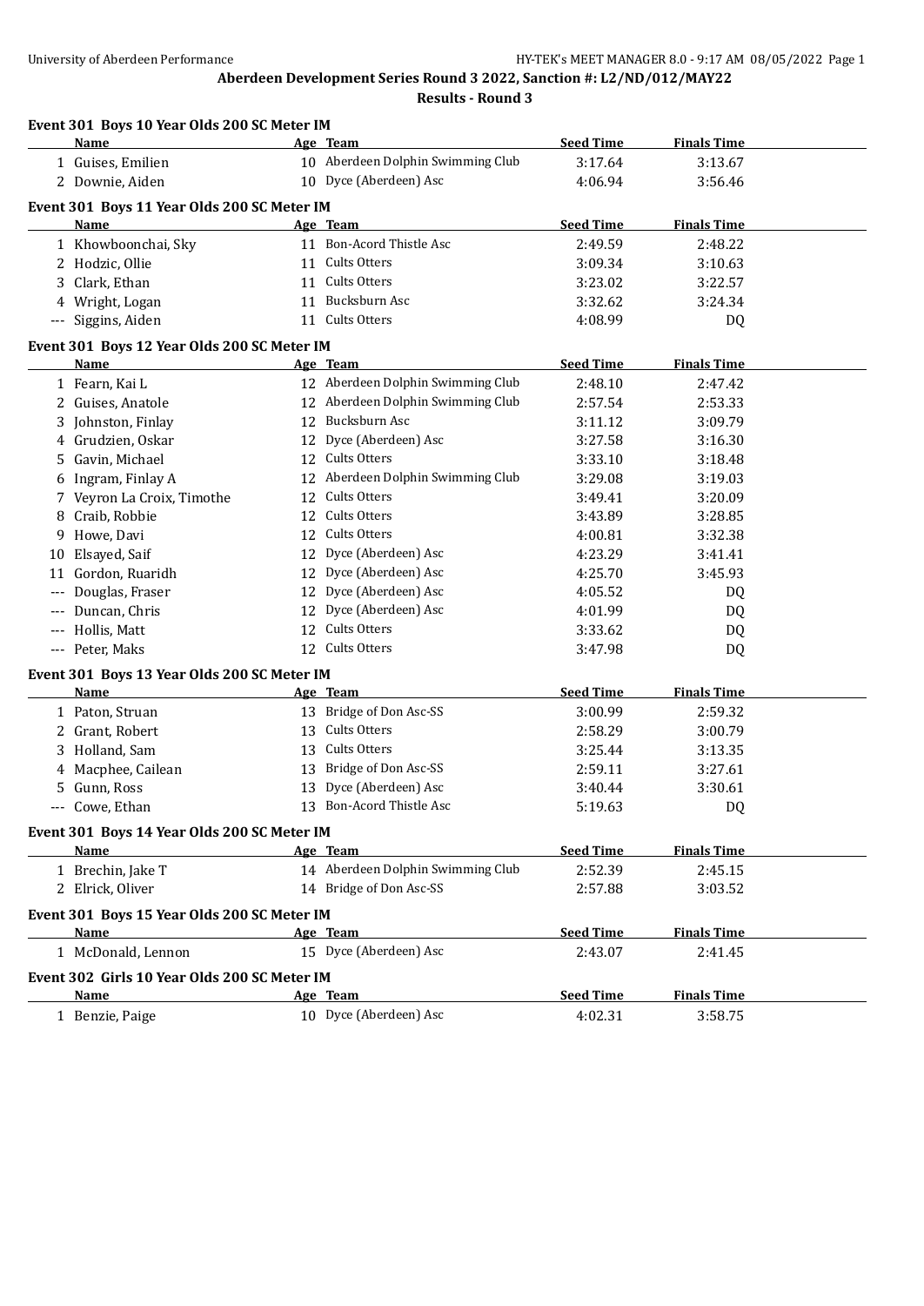## Aberdeen Development Series Round 3 2022, Sanction #: L2/ND/012/MAY22

### Results - Round 3

**Event 301 Boys 10 Year Olds 200 SC Meter IM**

| | Name | Age | Team | Seed Time | Finals Time |
|---|---|---|---|---|---|
| 1 | Guises, Emilien | 10 | Aberdeen Dolphin Swimming Club | 3:17.64 | 3:13.67 |
| 2 | Downie, Aiden | 10 | Dyce (Aberdeen) Asc | 4:06.94 | 3:56.46 |

**Event 301 Boys 11 Year Olds 200 SC Meter IM**

| | Name | Age | Team | Seed Time | Finals Time |
|---|---|---|---|---|---|
| 1 | Khowboonchai, Sky | 11 | Bon-Acord Thistle Asc | 2:49.59 | 2:48.22 |
| 2 | Hodzic, Ollie | 11 | Cults Otters | 3:09.34 | 3:10.63 |
| 3 | Clark, Ethan | 11 | Cults Otters | 3:23.02 | 3:22.57 |
| 4 | Wright, Logan | 11 | Bucksburn Asc | 3:32.62 | 3:24.34 |
| --- | Siggins, Aiden | 11 | Cults Otters | 4:08.99 | DQ |

**Event 301 Boys 12 Year Olds 200 SC Meter IM**

| | Name | Age | Team | Seed Time | Finals Time |
|---|---|---|---|---|---|
| 1 | Fearn, Kai L | 12 | Aberdeen Dolphin Swimming Club | 2:48.10 | 2:47.42 |
| 2 | Guises, Anatole | 12 | Aberdeen Dolphin Swimming Club | 2:57.54 | 2:53.33 |
| 3 | Johnston, Finlay | 12 | Bucksburn Asc | 3:11.12 | 3:09.79 |
| 4 | Grudzien, Oskar | 12 | Dyce (Aberdeen) Asc | 3:27.58 | 3:16.30 |
| 5 | Gavin, Michael | 12 | Cults Otters | 3:33.10 | 3:18.48 |
| 6 | Ingram, Finlay A | 12 | Aberdeen Dolphin Swimming Club | 3:29.08 | 3:19.03 |
| 7 | Veyron La Croix, Timothe | 12 | Cults Otters | 3:49.41 | 3:20.09 |
| 8 | Craib, Robbie | 12 | Cults Otters | 3:43.89 | 3:28.85 |
| 9 | Howe, Davi | 12 | Cults Otters | 4:00.81 | 3:32.38 |
| 10 | Elsayed, Saif | 12 | Dyce (Aberdeen) Asc | 4:23.29 | 3:41.41 |
| 11 | Gordon, Ruaridh | 12 | Dyce (Aberdeen) Asc | 4:25.70 | 3:45.93 |
| --- | Douglas, Fraser | 12 | Dyce (Aberdeen) Asc | 4:05.52 | DQ |
| --- | Duncan, Chris | 12 | Dyce (Aberdeen) Asc | 4:01.99 | DQ |
| --- | Hollis, Matt | 12 | Cults Otters | 3:33.62 | DQ |
| --- | Peter, Maks | 12 | Cults Otters | 3:47.98 | DQ |

**Event 301 Boys 13 Year Olds 200 SC Meter IM**

| | Name | Age | Team | Seed Time | Finals Time |
|---|---|---|---|---|---|
| 1 | Paton, Struan | 13 | Bridge of Don Asc-SS | 3:00.99 | 2:59.32 |
| 2 | Grant, Robert | 13 | Cults Otters | 2:58.29 | 3:00.79 |
| 3 | Holland, Sam | 13 | Cults Otters | 3:25.44 | 3:13.35 |
| 4 | Macphee, Cailean | 13 | Bridge of Don Asc-SS | 2:59.11 | 3:27.61 |
| 5 | Gunn, Ross | 13 | Dyce (Aberdeen) Asc | 3:40.44 | 3:30.61 |
| --- | Cowe, Ethan | 13 | Bon-Acord Thistle Asc | 5:19.63 | DQ |

**Event 301 Boys 14 Year Olds 200 SC Meter IM**

| | Name | Age | Team | Seed Time | Finals Time |
|---|---|---|---|---|---|
| 1 | Brechin, Jake T | 14 | Aberdeen Dolphin Swimming Club | 2:52.39 | 2:45.15 |
| 2 | Elrick, Oliver | 14 | Bridge of Don Asc-SS | 2:57.88 | 3:03.52 |

**Event 301 Boys 15 Year Olds 200 SC Meter IM**

| | Name | Age | Team | Seed Time | Finals Time |
|---|---|---|---|---|---|
| 1 | McDonald, Lennon | 15 | Dyce (Aberdeen) Asc | 2:43.07 | 2:41.45 |

**Event 302 Girls 10 Year Olds 200 SC Meter IM**

| | Name | Age | Team | Seed Time | Finals Time |
|---|---|---|---|---|---|
| 1 | Benzie, Paige | 10 | Dyce (Aberdeen) Asc | 4:02.31 | 3:58.75 |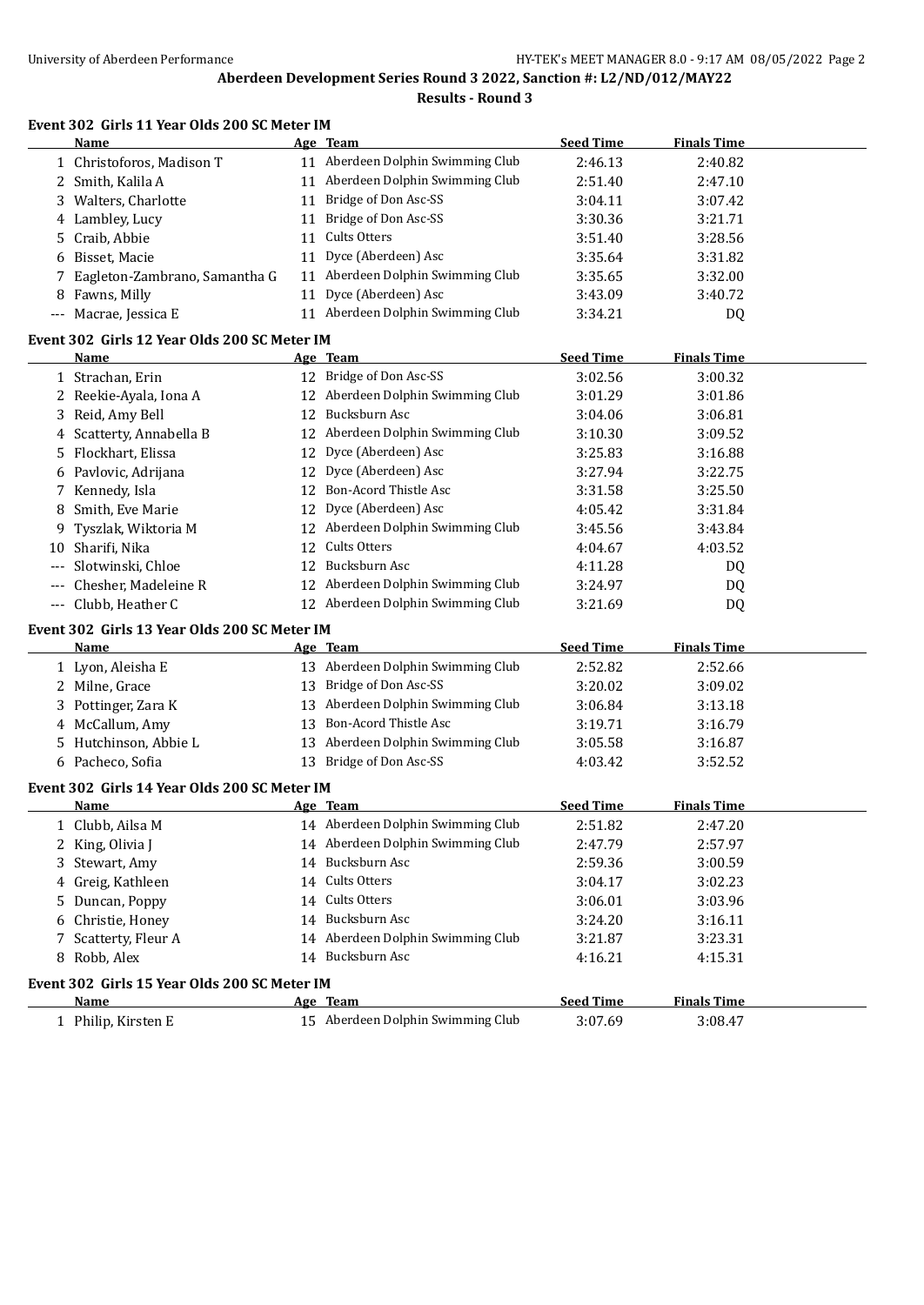## Aberdeen Development Series Round 3 2022, Sanction #: L2/ND/012/MAY22

### Results - Round 3

#### Event 302 Girls 11 Year Olds 200 SC Meter IM

| | Name | Age | Team | Seed Time | Finals Time |
|---|---|---|---|---|---|
| 1 | Christoforos, Madison T | 11 | Aberdeen Dolphin Swimming Club | 2:46.13 | 2:40.82 |
| 2 | Smith, Kalila A | 11 | Aberdeen Dolphin Swimming Club | 2:51.40 | 2:47.10 |
| 3 | Walters, Charlotte | 11 | Bridge of Don Asc-SS | 3:04.11 | 3:07.42 |
| 4 | Lambley, Lucy | 11 | Bridge of Don Asc-SS | 3:30.36 | 3:21.71 |
| 5 | Craib, Abbie | 11 | Cults Otters | 3:51.40 | 3:28.56 |
| 6 | Bisset, Macie | 11 | Dyce (Aberdeen) Asc | 3:35.64 | 3:31.82 |
| 7 | Eagleton-Zambrano, Samantha G | 11 | Aberdeen Dolphin Swimming Club | 3:35.65 | 3:32.00 |
| 8 | Fawns, Milly | 11 | Dyce (Aberdeen) Asc | 3:43.09 | 3:40.72 |
| --- | Macrae, Jessica E | 11 | Aberdeen Dolphin Swimming Club | 3:34.21 | DQ |

#### Event 302 Girls 12 Year Olds 200 SC Meter IM

| | Name | Age | Team | Seed Time | Finals Time |
|---|---|---|---|---|---|
| 1 | Strachan, Erin | 12 | Bridge of Don Asc-SS | 3:02.56 | 3:00.32 |
| 2 | Reekie-Ayala, Iona A | 12 | Aberdeen Dolphin Swimming Club | 3:01.29 | 3:01.86 |
| 3 | Reid, Amy Bell | 12 | Bucksburn Asc | 3:04.06 | 3:06.81 |
| 4 | Scatterty, Annabella B | 12 | Aberdeen Dolphin Swimming Club | 3:10.30 | 3:09.52 |
| 5 | Flockhart, Elissa | 12 | Dyce (Aberdeen) Asc | 3:25.83 | 3:16.88 |
| 6 | Pavlovic, Adrijana | 12 | Dyce (Aberdeen) Asc | 3:27.94 | 3:22.75 |
| 7 | Kennedy, Isla | 12 | Bon-Acord Thistle Asc | 3:31.58 | 3:25.50 |
| 8 | Smith, Eve Marie | 12 | Dyce (Aberdeen) Asc | 4:05.42 | 3:31.84 |
| 9 | Tyszlak, Wiktoria M | 12 | Aberdeen Dolphin Swimming Club | 3:45.56 | 3:43.84 |
| 10 | Sharifi, Nika | 12 | Cults Otters | 4:04.67 | 4:03.52 |
| --- | Slotwinski, Chloe | 12 | Bucksburn Asc | 4:11.28 | DQ |
| --- | Chesher, Madeleine R | 12 | Aberdeen Dolphin Swimming Club | 3:24.97 | DQ |
| --- | Clubb, Heather C | 12 | Aberdeen Dolphin Swimming Club | 3:21.69 | DQ |

#### Event 302 Girls 13 Year Olds 200 SC Meter IM

| | Name | Age | Team | Seed Time | Finals Time |
|---|---|---|---|---|---|
| 1 | Lyon, Aleisha E | 13 | Aberdeen Dolphin Swimming Club | 2:52.82 | 2:52.66 |
| 2 | Milne, Grace | 13 | Bridge of Don Asc-SS | 3:20.02 | 3:09.02 |
| 3 | Pottinger, Zara K | 13 | Aberdeen Dolphin Swimming Club | 3:06.84 | 3:13.18 |
| 4 | McCallum, Amy | 13 | Bon-Acord Thistle Asc | 3:19.71 | 3:16.79 |
| 5 | Hutchinson, Abbie L | 13 | Aberdeen Dolphin Swimming Club | 3:05.58 | 3:16.87 |
| 6 | Pacheco, Sofia | 13 | Bridge of Don Asc-SS | 4:03.42 | 3:52.52 |

#### Event 302 Girls 14 Year Olds 200 SC Meter IM

| | Name | Age | Team | Seed Time | Finals Time |
|---|---|---|---|---|---|
| 1 | Clubb, Ailsa M | 14 | Aberdeen Dolphin Swimming Club | 2:51.82 | 2:47.20 |
| 2 | King, Olivia J | 14 | Aberdeen Dolphin Swimming Club | 2:47.79 | 2:57.97 |
| 3 | Stewart, Amy | 14 | Bucksburn Asc | 2:59.36 | 3:00.59 |
| 4 | Greig, Kathleen | 14 | Cults Otters | 3:04.17 | 3:02.23 |
| 5 | Duncan, Poppy | 14 | Cults Otters | 3:06.01 | 3:03.96 |
| 6 | Christie, Honey | 14 | Bucksburn Asc | 3:24.20 | 3:16.11 |
| 7 | Scatterty, Fleur A | 14 | Aberdeen Dolphin Swimming Club | 3:21.87 | 3:23.31 |
| 8 | Robb, Alex | 14 | Bucksburn Asc | 4:16.21 | 4:15.31 |

#### Event 302 Girls 15 Year Olds 200 SC Meter IM

| | Name | Age | Team | Seed Time | Finals Time |
|---|---|---|---|---|---|
| 1 | Philip, Kirsten E | 15 | Aberdeen Dolphin Swimming Club | 3:07.69 | 3:08.47 |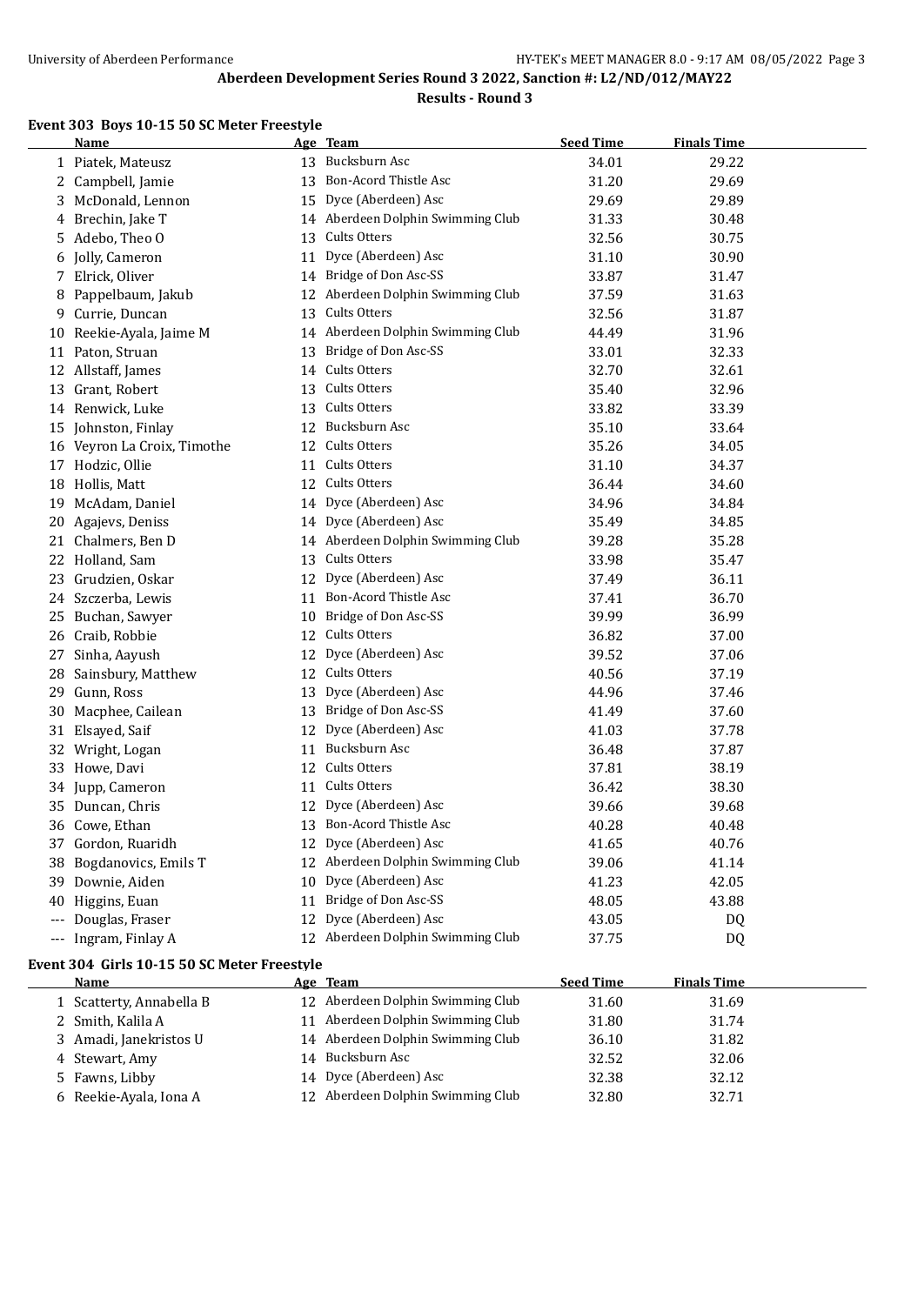## Aberdeen Development Series Round 3 2022, Sanction #: L2/ND/012/MAY22

### Results - Round 3

#### Event 303 Boys 10-15 50 SC Meter Freestyle

| | Name | Age | Team | Seed Time | Finals Time |
|---|---|---|---|---|---|
| 1 | Piatek, Mateusz | 13 | Bucksburn Asc | 34.01 | 29.22 |
| 2 | Campbell, Jamie | 13 | Bon-Acord Thistle Asc | 31.20 | 29.69 |
| 3 | McDonald, Lennon | 15 | Dyce (Aberdeen) Asc | 29.69 | 29.89 |
| 4 | Brechin, Jake T | 14 | Aberdeen Dolphin Swimming Club | 31.33 | 30.48 |
| 5 | Adebo, Theo O | 13 | Cults Otters | 32.56 | 30.75 |
| 6 | Jolly, Cameron | 11 | Dyce (Aberdeen) Asc | 31.10 | 30.90 |
| 7 | Elrick, Oliver | 14 | Bridge of Don Asc-SS | 33.87 | 31.47 |
| 8 | Pappelbaum, Jakub | 12 | Aberdeen Dolphin Swimming Club | 37.59 | 31.63 |
| 9 | Currie, Duncan | 13 | Cults Otters | 32.56 | 31.87 |
| 10 | Reekie-Ayala, Jaime M | 14 | Aberdeen Dolphin Swimming Club | 44.49 | 31.96 |
| 11 | Paton, Struan | 13 | Bridge of Don Asc-SS | 33.01 | 32.33 |
| 12 | Allstaff, James | 14 | Cults Otters | 32.70 | 32.61 |
| 13 | Grant, Robert | 13 | Cults Otters | 35.40 | 32.96 |
| 14 | Renwick, Luke | 13 | Cults Otters | 33.82 | 33.39 |
| 15 | Johnston, Finlay | 12 | Bucksburn Asc | 35.10 | 33.64 |
| 16 | Veyron La Croix, Timothe | 12 | Cults Otters | 35.26 | 34.05 |
| 17 | Hodzic, Ollie | 11 | Cults Otters | 31.10 | 34.37 |
| 18 | Hollis, Matt | 12 | Cults Otters | 36.44 | 34.60 |
| 19 | McAdam, Daniel | 14 | Dyce (Aberdeen) Asc | 34.96 | 34.84 |
| 20 | Agajevs, Deniss | 14 | Dyce (Aberdeen) Asc | 35.49 | 34.85 |
| 21 | Chalmers, Ben D | 14 | Aberdeen Dolphin Swimming Club | 39.28 | 35.28 |
| 22 | Holland, Sam | 13 | Cults Otters | 33.98 | 35.47 |
| 23 | Grudzien, Oskar | 12 | Dyce (Aberdeen) Asc | 37.49 | 36.11 |
| 24 | Szczerba, Lewis | 11 | Bon-Acord Thistle Asc | 37.41 | 36.70 |
| 25 | Buchan, Sawyer | 10 | Bridge of Don Asc-SS | 39.99 | 36.99 |
| 26 | Craib, Robbie | 12 | Cults Otters | 36.82 | 37.00 |
| 27 | Sinha, Aayush | 12 | Dyce (Aberdeen) Asc | 39.52 | 37.06 |
| 28 | Sainsbury, Matthew | 12 | Cults Otters | 40.56 | 37.19 |
| 29 | Gunn, Ross | 13 | Dyce (Aberdeen) Asc | 44.96 | 37.46 |
| 30 | Macphee, Cailean | 13 | Bridge of Don Asc-SS | 41.49 | 37.60 |
| 31 | Elsayed, Saif | 12 | Dyce (Aberdeen) Asc | 41.03 | 37.78 |
| 32 | Wright, Logan | 11 | Bucksburn Asc | 36.48 | 37.87 |
| 33 | Howe, Davi | 12 | Cults Otters | 37.81 | 38.19 |
| 34 | Jupp, Cameron | 11 | Cults Otters | 36.42 | 38.30 |
| 35 | Duncan, Chris | 12 | Dyce (Aberdeen) Asc | 39.66 | 39.68 |
| 36 | Cowe, Ethan | 13 | Bon-Acord Thistle Asc | 40.28 | 40.48 |
| 37 | Gordon, Ruaridh | 12 | Dyce (Aberdeen) Asc | 41.65 | 40.76 |
| 38 | Bogdanovics, Emils T | 12 | Aberdeen Dolphin Swimming Club | 39.06 | 41.14 |
| 39 | Downie, Aiden | 10 | Dyce (Aberdeen) Asc | 41.23 | 42.05 |
| 40 | Higgins, Euan | 11 | Bridge of Don Asc-SS | 48.05 | 43.88 |
| --- | Douglas, Fraser | 12 | Dyce (Aberdeen) Asc | 43.05 | DQ |
| --- | Ingram, Finlay A | 12 | Aberdeen Dolphin Swimming Club | 37.75 | DQ |

#### Event 304 Girls 10-15 50 SC Meter Freestyle

| | Name | Age | Team | Seed Time | Finals Time |
|---|---|---|---|---|---|
| 1 | Scatterty, Annabella B | 12 | Aberdeen Dolphin Swimming Club | 31.60 | 31.69 |
| 2 | Smith, Kalila A | 11 | Aberdeen Dolphin Swimming Club | 31.80 | 31.74 |
| 3 | Amadi, Janekristos U | 14 | Aberdeen Dolphin Swimming Club | 36.10 | 31.82 |
| 4 | Stewart, Amy | 14 | Bucksburn Asc | 32.52 | 32.06 |
| 5 | Fawns, Libby | 14 | Dyce (Aberdeen) Asc | 32.38 | 32.12 |
| 6 | Reekie-Ayala, Iona A | 12 | Aberdeen Dolphin Swimming Club | 32.80 | 32.71 |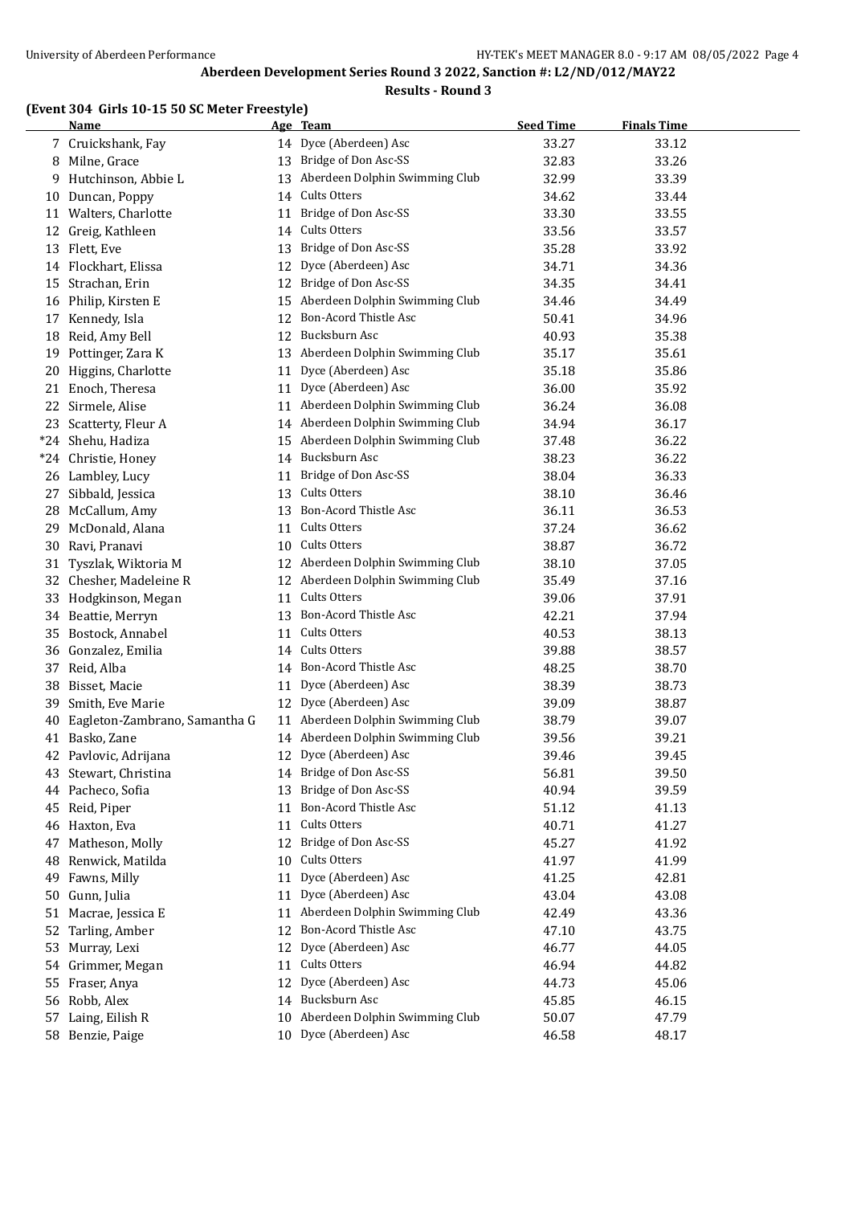**Aberdeen Development Series Round 3 2022, Sanction #: L2/ND/012/MAY22**

**Results - Round 3**

### (Event 304 Girls 10-15 50 SC Meter Freestyle)

| | Name | Age | Team | Seed Time | Finals Time |
|---|---|---|---|---|---|
| 7 | Cruickshank, Fay | 14 | Dyce (Aberdeen) Asc | 33.27 | 33.12 |
| 8 | Milne, Grace | 13 | Bridge of Don Asc-SS | 32.83 | 33.26 |
| 9 | Hutchinson, Abbie L | 13 | Aberdeen Dolphin Swimming Club | 32.99 | 33.39 |
| 10 | Duncan, Poppy | 14 | Cults Otters | 34.62 | 33.44 |
| 11 | Walters, Charlotte | 11 | Bridge of Don Asc-SS | 33.30 | 33.55 |
| 12 | Greig, Kathleen | 14 | Cults Otters | 33.56 | 33.57 |
| 13 | Flett, Eve | 13 | Bridge of Don Asc-SS | 35.28 | 33.92 |
| 14 | Flockhart, Elissa | 12 | Dyce (Aberdeen) Asc | 34.71 | 34.36 |
| 15 | Strachan, Erin | 12 | Bridge of Don Asc-SS | 34.35 | 34.41 |
| 16 | Philip, Kirsten E | 15 | Aberdeen Dolphin Swimming Club | 34.46 | 34.49 |
| 17 | Kennedy, Isla | 12 | Bon-Acord Thistle Asc | 50.41 | 34.96 |
| 18 | Reid, Amy Bell | 12 | Bucksburn Asc | 40.93 | 35.38 |
| 19 | Pottinger, Zara K | 13 | Aberdeen Dolphin Swimming Club | 35.17 | 35.61 |
| 20 | Higgins, Charlotte | 11 | Dyce (Aberdeen) Asc | 35.18 | 35.86 |
| 21 | Enoch, Theresa | 11 | Dyce (Aberdeen) Asc | 36.00 | 35.92 |
| 22 | Sirmele, Alise | 11 | Aberdeen Dolphin Swimming Club | 36.24 | 36.08 |
| 23 | Scatterty, Fleur A | 14 | Aberdeen Dolphin Swimming Club | 34.94 | 36.17 |
| *24 | Shehu, Hadiza | 15 | Aberdeen Dolphin Swimming Club | 37.48 | 36.22 |
| *24 | Christie, Honey | 14 | Bucksburn Asc | 38.23 | 36.22 |
| 26 | Lambley, Lucy | 11 | Bridge of Don Asc-SS | 38.04 | 36.33 |
| 27 | Sibbald, Jessica | 13 | Cults Otters | 38.10 | 36.46 |
| 28 | McCallum, Amy | 13 | Bon-Acord Thistle Asc | 36.11 | 36.53 |
| 29 | McDonald, Alana | 11 | Cults Otters | 37.24 | 36.62 |
| 30 | Ravi, Pranavi | 10 | Cults Otters | 38.87 | 36.72 |
| 31 | Tyszlak, Wiktoria M | 12 | Aberdeen Dolphin Swimming Club | 38.10 | 37.05 |
| 32 | Chesher, Madeleine R | 12 | Aberdeen Dolphin Swimming Club | 35.49 | 37.16 |
| 33 | Hodgkinson, Megan | 11 | Cults Otters | 39.06 | 37.91 |
| 34 | Beattie, Merryn | 13 | Bon-Acord Thistle Asc | 42.21 | 37.94 |
| 35 | Bostock, Annabel | 11 | Cults Otters | 40.53 | 38.13 |
| 36 | Gonzalez, Emilia | 14 | Cults Otters | 39.88 | 38.57 |
| 37 | Reid, Alba | 14 | Bon-Acord Thistle Asc | 48.25 | 38.70 |
| 38 | Bisset, Macie | 11 | Dyce (Aberdeen) Asc | 38.39 | 38.73 |
| 39 | Smith, Eve Marie | 12 | Dyce (Aberdeen) Asc | 39.09 | 38.87 |
| 40 | Eagleton-Zambrano, Samantha G | 11 | Aberdeen Dolphin Swimming Club | 38.79 | 39.07 |
| 41 | Basko, Zane | 14 | Aberdeen Dolphin Swimming Club | 39.56 | 39.21 |
| 42 | Pavlovic, Adrijana | 12 | Dyce (Aberdeen) Asc | 39.46 | 39.45 |
| 43 | Stewart, Christina | 14 | Bridge of Don Asc-SS | 56.81 | 39.50 |
| 44 | Pacheco, Sofia | 13 | Bridge of Don Asc-SS | 40.94 | 39.59 |
| 45 | Reid, Piper | 11 | Bon-Acord Thistle Asc | 51.12 | 41.13 |
| 46 | Haxton, Eva | 11 | Cults Otters | 40.71 | 41.27 |
| 47 | Matheson, Molly | 12 | Bridge of Don Asc-SS | 45.27 | 41.92 |
| 48 | Renwick, Matilda | 10 | Cults Otters | 41.97 | 41.99 |
| 49 | Fawns, Milly | 11 | Dyce (Aberdeen) Asc | 41.25 | 42.81 |
| 50 | Gunn, Julia | 11 | Dyce (Aberdeen) Asc | 43.04 | 43.08 |
| 51 | Macrae, Jessica E | 11 | Aberdeen Dolphin Swimming Club | 42.49 | 43.36 |
| 52 | Tarling, Amber | 12 | Bon-Acord Thistle Asc | 47.10 | 43.75 |
| 53 | Murray, Lexi | 12 | Dyce (Aberdeen) Asc | 46.77 | 44.05 |
| 54 | Grimmer, Megan | 11 | Cults Otters | 46.94 | 44.82 |
| 55 | Fraser, Anya | 12 | Dyce (Aberdeen) Asc | 44.73 | 45.06 |
| 56 | Robb, Alex | 14 | Bucksburn Asc | 45.85 | 46.15 |
| 57 | Laing, Eilish R | 10 | Aberdeen Dolphin Swimming Club | 50.07 | 47.79 |
| 58 | Benzie, Paige | 10 | Dyce (Aberdeen) Asc | 46.58 | 48.17 |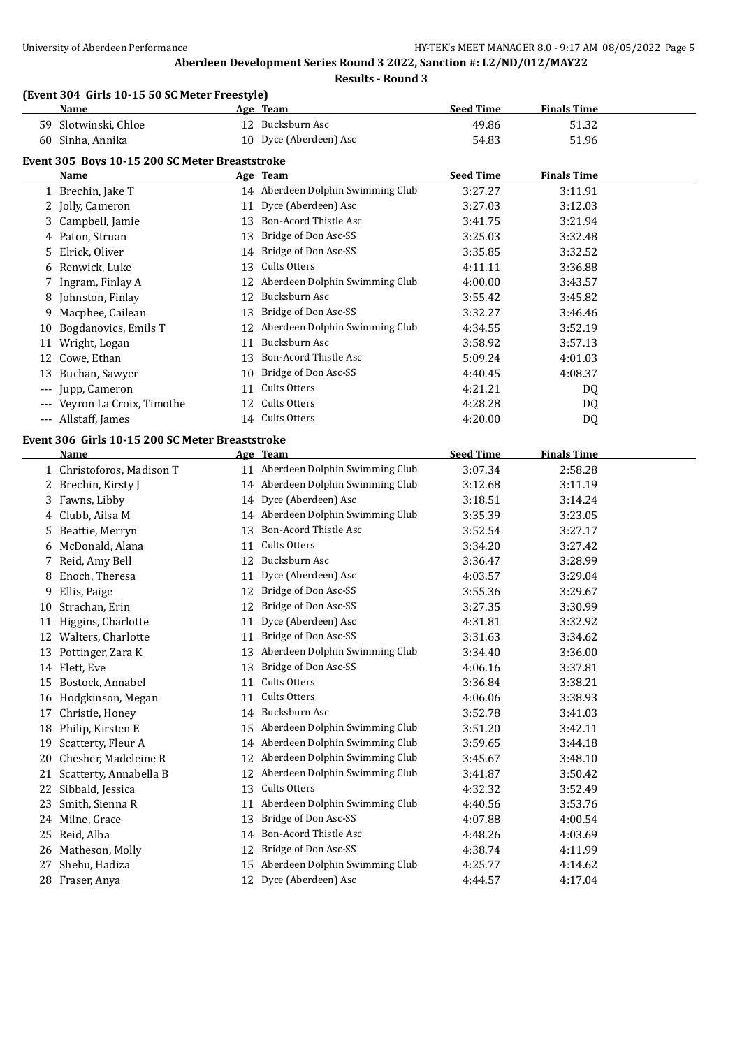## Aberdeen Development Series Round 3 2022, Sanction #: L2/ND/012/MAY22

### Results - Round 3

#### (Event 304 Girls 10-15 50 SC Meter Freestyle)

| | Name | Age | Team | Seed Time | Finals Time |
|---|---|---|---|---|---|
| 59 | Slotwinski, Chloe | 12 | Bucksburn Asc | 49.86 | 51.32 |
| 60 | Sinha, Annika | 10 | Dyce (Aberdeen) Asc | 54.83 | 51.96 |

#### Event 305 Boys 10-15 200 SC Meter Breaststroke

| | Name | Age | Team | Seed Time | Finals Time |
|---|---|---|---|---|---|
| 1 | Brechin, Jake T | 14 | Aberdeen Dolphin Swimming Club | 3:27.27 | 3:11.91 |
| 2 | Jolly, Cameron | 11 | Dyce (Aberdeen) Asc | 3:27.03 | 3:12.03 |
| 3 | Campbell, Jamie | 13 | Bon-Acord Thistle Asc | 3:41.75 | 3:21.94 |
| 4 | Paton, Struan | 13 | Bridge of Don Asc-SS | 3:25.03 | 3:32.48 |
| 5 | Elrick, Oliver | 14 | Bridge of Don Asc-SS | 3:35.85 | 3:32.52 |
| 6 | Renwick, Luke | 13 | Cults Otters | 4:11.11 | 3:36.88 |
| 7 | Ingram, Finlay A | 12 | Aberdeen Dolphin Swimming Club | 4:00.00 | 3:43.57 |
| 8 | Johnston, Finlay | 12 | Bucksburn Asc | 3:55.42 | 3:45.82 |
| 9 | Macphee, Cailean | 13 | Bridge of Don Asc-SS | 3:32.27 | 3:46.46 |
| 10 | Bogdanovics, Emils T | 12 | Aberdeen Dolphin Swimming Club | 4:34.55 | 3:52.19 |
| 11 | Wright, Logan | 11 | Bucksburn Asc | 3:58.92 | 3:57.13 |
| 12 | Cowe, Ethan | 13 | Bon-Acord Thistle Asc | 5:09.24 | 4:01.03 |
| 13 | Buchan, Sawyer | 10 | Bridge of Don Asc-SS | 4:40.45 | 4:08.37 |
| --- | Jupp, Cameron | 11 | Cults Otters | 4:21.21 | DQ |
| --- | Veyron La Croix, Timothe | 12 | Cults Otters | 4:28.28 | DQ |
| --- | Allstaff, James | 14 | Cults Otters | 4:20.00 | DQ |

#### Event 306 Girls 10-15 200 SC Meter Breaststroke

| | Name | Age | Team | Seed Time | Finals Time |
|---|---|---|---|---|---|
| 1 | Christoforos, Madison T | 11 | Aberdeen Dolphin Swimming Club | 3:07.34 | 2:58.28 |
| 2 | Brechin, Kirsty J | 14 | Aberdeen Dolphin Swimming Club | 3:12.68 | 3:11.19 |
| 3 | Fawns, Libby | 14 | Dyce (Aberdeen) Asc | 3:18.51 | 3:14.24 |
| 4 | Clubb, Ailsa M | 14 | Aberdeen Dolphin Swimming Club | 3:35.39 | 3:23.05 |
| 5 | Beattie, Merryn | 13 | Bon-Acord Thistle Asc | 3:52.54 | 3:27.17 |
| 6 | McDonald, Alana | 11 | Cults Otters | 3:34.20 | 3:27.42 |
| 7 | Reid, Amy Bell | 12 | Bucksburn Asc | 3:36.47 | 3:28.99 |
| 8 | Enoch, Theresa | 11 | Dyce (Aberdeen) Asc | 4:03.57 | 3:29.04 |
| 9 | Ellis, Paige | 12 | Bridge of Don Asc-SS | 3:55.36 | 3:29.67 |
| 10 | Strachan, Erin | 12 | Bridge of Don Asc-SS | 3:27.35 | 3:30.99 |
| 11 | Higgins, Charlotte | 11 | Dyce (Aberdeen) Asc | 4:31.81 | 3:32.92 |
| 12 | Walters, Charlotte | 11 | Bridge of Don Asc-SS | 3:31.63 | 3:34.62 |
| 13 | Pottinger, Zara K | 13 | Aberdeen Dolphin Swimming Club | 3:34.40 | 3:36.00 |
| 14 | Flett, Eve | 13 | Bridge of Don Asc-SS | 4:06.16 | 3:37.81 |
| 15 | Bostock, Annabel | 11 | Cults Otters | 3:36.84 | 3:38.21 |
| 16 | Hodgkinson, Megan | 11 | Cults Otters | 4:06.06 | 3:38.93 |
| 17 | Christie, Honey | 14 | Bucksburn Asc | 3:52.78 | 3:41.03 |
| 18 | Philip, Kirsten E | 15 | Aberdeen Dolphin Swimming Club | 3:51.20 | 3:42.11 |
| 19 | Scatterty, Fleur A | 14 | Aberdeen Dolphin Swimming Club | 3:59.65 | 3:44.18 |
| 20 | Chesher, Madeleine R | 12 | Aberdeen Dolphin Swimming Club | 3:45.67 | 3:48.10 |
| 21 | Scatterty, Annabella B | 12 | Aberdeen Dolphin Swimming Club | 3:41.87 | 3:50.42 |
| 22 | Sibbald, Jessica | 13 | Cults Otters | 4:32.32 | 3:52.49 |
| 23 | Smith, Sienna R | 11 | Aberdeen Dolphin Swimming Club | 4:40.56 | 3:53.76 |
| 24 | Milne, Grace | 13 | Bridge of Don Asc-SS | 4:07.88 | 4:00.54 |
| 25 | Reid, Alba | 14 | Bon-Acord Thistle Asc | 4:48.26 | 4:03.69 |
| 26 | Matheson, Molly | 12 | Bridge of Don Asc-SS | 4:38.74 | 4:11.99 |
| 27 | Shehu, Hadiza | 15 | Aberdeen Dolphin Swimming Club | 4:25.77 | 4:14.62 |
| 28 | Fraser, Anya | 12 | Dyce (Aberdeen) Asc | 4:44.57 | 4:17.04 |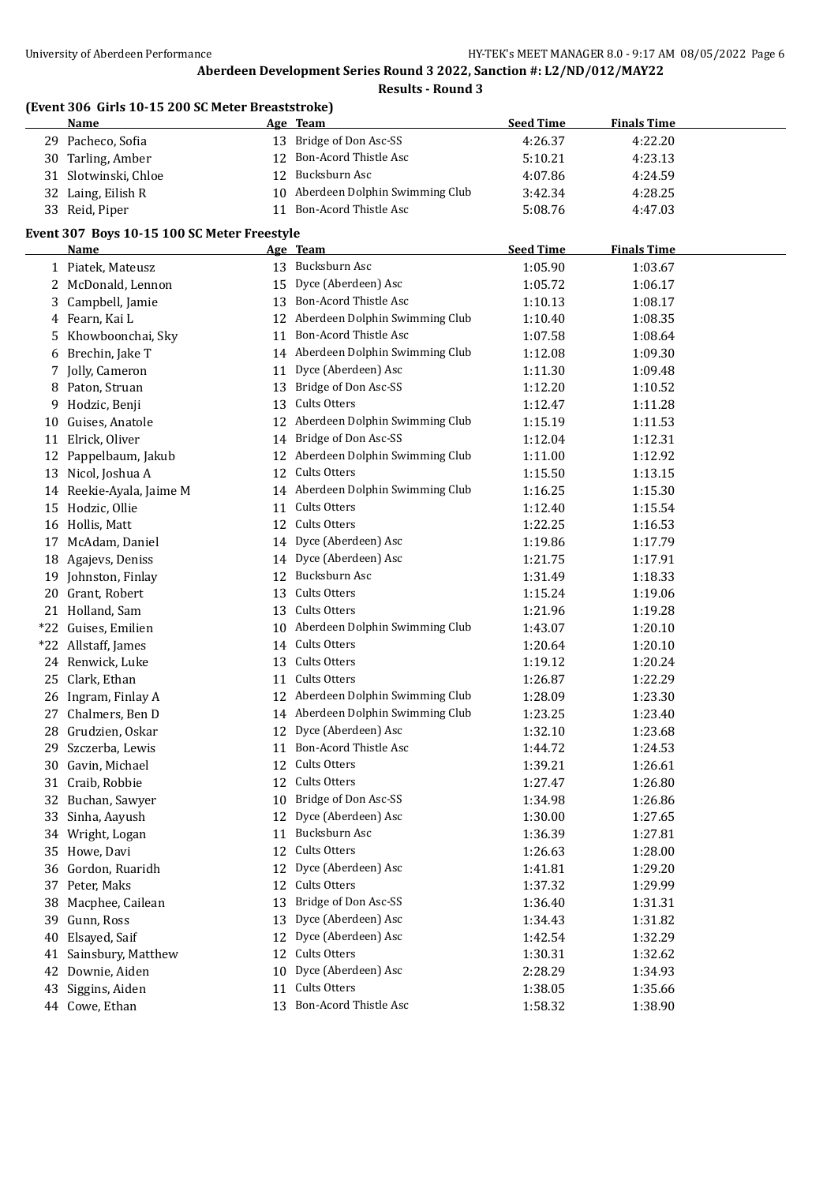**Aberdeen Development Series Round 3 2022, Sanction #: L2/ND/012/MAY22**

**Results - Round 3**

### (Event 306 Girls 10-15 200 SC Meter Breaststroke)

| | Name | Age | Team | Seed Time | Finals Time |
|---|---|---|---|---|---|
| 29 | Pacheco, Sofia | 13 | Bridge of Don Asc-SS | 4:26.37 | 4:22.20 |
| 30 | Tarling, Amber | 12 | Bon-Acord Thistle Asc | 5:10.21 | 4:23.13 |
| 31 | Slotwinski, Chloe | 12 | Bucksburn Asc | 4:07.86 | 4:24.59 |
| 32 | Laing, Eilish R | 10 | Aberdeen Dolphin Swimming Club | 3:42.34 | 4:28.25 |
| 33 | Reid, Piper | 11 | Bon-Acord Thistle Asc | 5:08.76 | 4:47.03 |

### Event 307 Boys 10-15 100 SC Meter Freestyle

| | Name | Age | Team | Seed Time | Finals Time |
|---|---|---|---|---|---|
| 1 | Piatek, Mateusz | 13 | Bucksburn Asc | 1:05.90 | 1:03.67 |
| 2 | McDonald, Lennon | 15 | Dyce (Aberdeen) Asc | 1:05.72 | 1:06.17 |
| 3 | Campbell, Jamie | 13 | Bon-Acord Thistle Asc | 1:10.13 | 1:08.17 |
| 4 | Fearn, Kai L | 12 | Aberdeen Dolphin Swimming Club | 1:10.40 | 1:08.35 |
| 5 | Khowboonchai, Sky | 11 | Bon-Acord Thistle Asc | 1:07.58 | 1:08.64 |
| 6 | Brechin, Jake T | 14 | Aberdeen Dolphin Swimming Club | 1:12.08 | 1:09.30 |
| 7 | Jolly, Cameron | 11 | Dyce (Aberdeen) Asc | 1:11.30 | 1:09.48 |
| 8 | Paton, Struan | 13 | Bridge of Don Asc-SS | 1:12.20 | 1:10.52 |
| 9 | Hodzic, Benji | 13 | Cults Otters | 1:12.47 | 1:11.28 |
| 10 | Guises, Anatole | 12 | Aberdeen Dolphin Swimming Club | 1:15.19 | 1:11.53 |
| 11 | Elrick, Oliver | 14 | Bridge of Don Asc-SS | 1:12.04 | 1:12.31 |
| 12 | Pappelbaum, Jakub | 12 | Aberdeen Dolphin Swimming Club | 1:11.00 | 1:12.92 |
| 13 | Nicol, Joshua A | 12 | Cults Otters | 1:15.50 | 1:13.15 |
| 14 | Reekie-Ayala, Jaime M | 14 | Aberdeen Dolphin Swimming Club | 1:16.25 | 1:15.30 |
| 15 | Hodzic, Ollie | 11 | Cults Otters | 1:12.40 | 1:15.54 |
| 16 | Hollis, Matt | 12 | Cults Otters | 1:22.25 | 1:16.53 |
| 17 | McAdam, Daniel | 14 | Dyce (Aberdeen) Asc | 1:19.86 | 1:17.79 |
| 18 | Agajevs, Deniss | 14 | Dyce (Aberdeen) Asc | 1:21.75 | 1:17.91 |
| 19 | Johnston, Finlay | 12 | Bucksburn Asc | 1:31.49 | 1:18.33 |
| 20 | Grant, Robert | 13 | Cults Otters | 1:15.24 | 1:19.06 |
| 21 | Holland, Sam | 13 | Cults Otters | 1:21.96 | 1:19.28 |
| *22 | Guises, Emilien | 10 | Aberdeen Dolphin Swimming Club | 1:43.07 | 1:20.10 |
| *22 | Allstaff, James | 14 | Cults Otters | 1:20.64 | 1:20.10 |
| 24 | Renwick, Luke | 13 | Cults Otters | 1:19.12 | 1:20.24 |
| 25 | Clark, Ethan | 11 | Cults Otters | 1:26.87 | 1:22.29 |
| 26 | Ingram, Finlay A | 12 | Aberdeen Dolphin Swimming Club | 1:28.09 | 1:23.30 |
| 27 | Chalmers, Ben D | 14 | Aberdeen Dolphin Swimming Club | 1:23.25 | 1:23.40 |
| 28 | Grudzien, Oskar | 12 | Dyce (Aberdeen) Asc | 1:32.10 | 1:23.68 |
| 29 | Szczerba, Lewis | 11 | Bon-Acord Thistle Asc | 1:44.72 | 1:24.53 |
| 30 | Gavin, Michael | 12 | Cults Otters | 1:39.21 | 1:26.61 |
| 31 | Craib, Robbie | 12 | Cults Otters | 1:27.47 | 1:26.80 |
| 32 | Buchan, Sawyer | 10 | Bridge of Don Asc-SS | 1:34.98 | 1:26.86 |
| 33 | Sinha, Aayush | 12 | Dyce (Aberdeen) Asc | 1:30.00 | 1:27.65 |
| 34 | Wright, Logan | 11 | Bucksburn Asc | 1:36.39 | 1:27.81 |
| 35 | Howe, Davi | 12 | Cults Otters | 1:26.63 | 1:28.00 |
| 36 | Gordon, Ruaridh | 12 | Dyce (Aberdeen) Asc | 1:41.81 | 1:29.20 |
| 37 | Peter, Maks | 12 | Cults Otters | 1:37.32 | 1:29.99 |
| 38 | Macphee, Cailean | 13 | Bridge of Don Asc-SS | 1:36.40 | 1:31.31 |
| 39 | Gunn, Ross | 13 | Dyce (Aberdeen) Asc | 1:34.43 | 1:31.82 |
| 40 | Elsayed, Saif | 12 | Dyce (Aberdeen) Asc | 1:42.54 | 1:32.29 |
| 41 | Sainsbury, Matthew | 12 | Cults Otters | 1:30.31 | 1:32.62 |
| 42 | Downie, Aiden | 10 | Dyce (Aberdeen) Asc | 2:28.29 | 1:34.93 |
| 43 | Siggins, Aiden | 11 | Cults Otters | 1:38.05 | 1:35.66 |
| 44 | Cowe, Ethan | 13 | Bon-Acord Thistle Asc | 1:58.32 | 1:38.90 |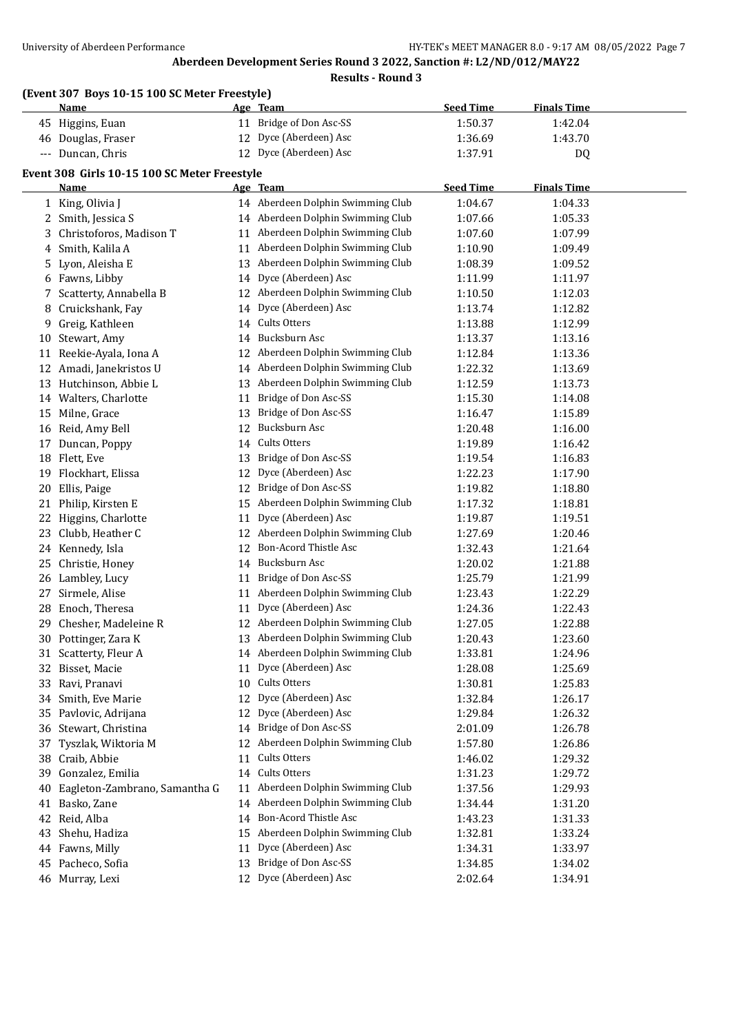## Aberdeen Development Series Round 3 2022, Sanction #: L2/ND/012/MAY22

### Results - Round 3

**(Event 307 Boys 10-15 100 SC Meter Freestyle)**

| | Name | Age | Team | Seed Time | Finals Time |
|---|---|---|---|---|---|
| 45 | Higgins, Euan | 11 | Bridge of Don Asc-SS | 1:50.37 | 1:42.04 |
| 46 | Douglas, Fraser | 12 | Dyce (Aberdeen) Asc | 1:36.69 | 1:43.70 |
| --- | Duncan, Chris | 12 | Dyce (Aberdeen) Asc | 1:37.91 | DQ |

**Event 308 Girls 10-15 100 SC Meter Freestyle**

| | Name | Age | Team | Seed Time | Finals Time |
|---|---|---|---|---|---|
| 1 | King, Olivia J | 14 | Aberdeen Dolphin Swimming Club | 1:04.67 | 1:04.33 |
| 2 | Smith, Jessica S | 14 | Aberdeen Dolphin Swimming Club | 1:07.66 | 1:05.33 |
| 3 | Christoforos, Madison T | 11 | Aberdeen Dolphin Swimming Club | 1:07.60 | 1:07.99 |
| 4 | Smith, Kalila A | 11 | Aberdeen Dolphin Swimming Club | 1:10.90 | 1:09.49 |
| 5 | Lyon, Aleisha E | 13 | Aberdeen Dolphin Swimming Club | 1:08.39 | 1:09.52 |
| 6 | Fawns, Libby | 14 | Dyce (Aberdeen) Asc | 1:11.99 | 1:11.97 |
| 7 | Scatterty, Annabella B | 12 | Aberdeen Dolphin Swimming Club | 1:10.50 | 1:12.03 |
| 8 | Cruickshank, Fay | 14 | Dyce (Aberdeen) Asc | 1:13.74 | 1:12.82 |
| 9 | Greig, Kathleen | 14 | Cults Otters | 1:13.88 | 1:12.99 |
| 10 | Stewart, Amy | 14 | Bucksburn Asc | 1:13.37 | 1:13.16 |
| 11 | Reekie-Ayala, Iona A | 12 | Aberdeen Dolphin Swimming Club | 1:12.84 | 1:13.36 |
| 12 | Amadi, Janekristos U | 14 | Aberdeen Dolphin Swimming Club | 1:22.32 | 1:13.69 |
| 13 | Hutchinson, Abbie L | 13 | Aberdeen Dolphin Swimming Club | 1:12.59 | 1:13.73 |
| 14 | Walters, Charlotte | 11 | Bridge of Don Asc-SS | 1:15.30 | 1:14.08 |
| 15 | Milne, Grace | 13 | Bridge of Don Asc-SS | 1:16.47 | 1:15.89 |
| 16 | Reid, Amy Bell | 12 | Bucksburn Asc | 1:20.48 | 1:16.00 |
| 17 | Duncan, Poppy | 14 | Cults Otters | 1:19.89 | 1:16.42 |
| 18 | Flett, Eve | 13 | Bridge of Don Asc-SS | 1:19.54 | 1:16.83 |
| 19 | Flockhart, Elissa | 12 | Dyce (Aberdeen) Asc | 1:22.23 | 1:17.90 |
| 20 | Ellis, Paige | 12 | Bridge of Don Asc-SS | 1:19.82 | 1:18.80 |
| 21 | Philip, Kirsten E | 15 | Aberdeen Dolphin Swimming Club | 1:17.32 | 1:18.81 |
| 22 | Higgins, Charlotte | 11 | Dyce (Aberdeen) Asc | 1:19.87 | 1:19.51 |
| 23 | Clubb, Heather C | 12 | Aberdeen Dolphin Swimming Club | 1:27.69 | 1:20.46 |
| 24 | Kennedy, Isla | 12 | Bon-Acord Thistle Asc | 1:32.43 | 1:21.64 |
| 25 | Christie, Honey | 14 | Bucksburn Asc | 1:20.02 | 1:21.88 |
| 26 | Lambley, Lucy | 11 | Bridge of Don Asc-SS | 1:25.79 | 1:21.99 |
| 27 | Sirmele, Alise | 11 | Aberdeen Dolphin Swimming Club | 1:23.43 | 1:22.29 |
| 28 | Enoch, Theresa | 11 | Dyce (Aberdeen) Asc | 1:24.36 | 1:22.43 |
| 29 | Chesher, Madeleine R | 12 | Aberdeen Dolphin Swimming Club | 1:27.05 | 1:22.88 |
| 30 | Pottinger, Zara K | 13 | Aberdeen Dolphin Swimming Club | 1:20.43 | 1:23.60 |
| 31 | Scatterty, Fleur A | 14 | Aberdeen Dolphin Swimming Club | 1:33.81 | 1:24.96 |
| 32 | Bisset, Macie | 11 | Dyce (Aberdeen) Asc | 1:28.08 | 1:25.69 |
| 33 | Ravi, Pranavi | 10 | Cults Otters | 1:30.81 | 1:25.83 |
| 34 | Smith, Eve Marie | 12 | Dyce (Aberdeen) Asc | 1:32.84 | 1:26.17 |
| 35 | Pavlovic, Adrijana | 12 | Dyce (Aberdeen) Asc | 1:29.84 | 1:26.32 |
| 36 | Stewart, Christina | 14 | Bridge of Don Asc-SS | 2:01.09 | 1:26.78 |
| 37 | Tyszlak, Wiktoria M | 12 | Aberdeen Dolphin Swimming Club | 1:57.80 | 1:26.86 |
| 38 | Craib, Abbie | 11 | Cults Otters | 1:46.02 | 1:29.32 |
| 39 | Gonzalez, Emilia | 14 | Cults Otters | 1:31.23 | 1:29.72 |
| 40 | Eagleton-Zambrano, Samantha G | 11 | Aberdeen Dolphin Swimming Club | 1:37.56 | 1:29.93 |
| 41 | Basko, Zane | 14 | Aberdeen Dolphin Swimming Club | 1:34.44 | 1:31.20 |
| 42 | Reid, Alba | 14 | Bon-Acord Thistle Asc | 1:43.23 | 1:31.33 |
| 43 | Shehu, Hadiza | 15 | Aberdeen Dolphin Swimming Club | 1:32.81 | 1:33.24 |
| 44 | Fawns, Milly | 11 | Dyce (Aberdeen) Asc | 1:34.31 | 1:33.97 |
| 45 | Pacheco, Sofia | 13 | Bridge of Don Asc-SS | 1:34.85 | 1:34.02 |
| 46 | Murray, Lexi | 12 | Dyce (Aberdeen) Asc | 2:02.64 | 1:34.91 |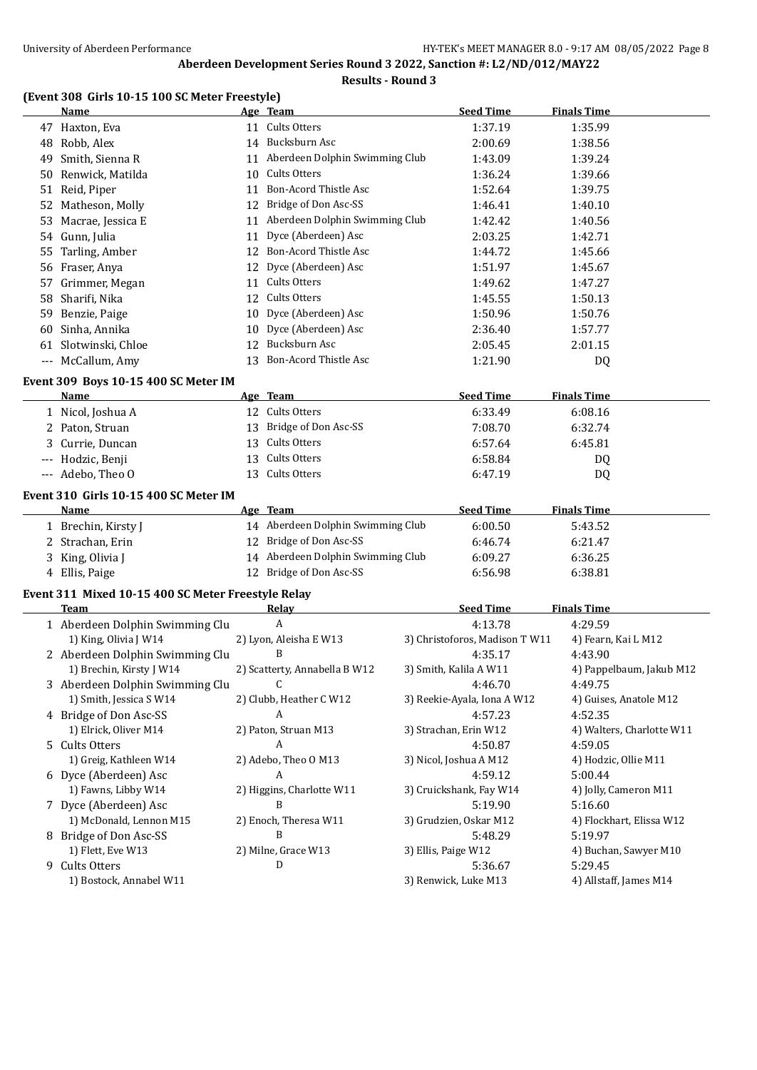## Aberdeen Development Series Round 3 2022, Sanction #: L2/ND/012/MAY22

### Results - Round 3

### (Event 308 Girls 10-15 100 SC Meter Freestyle)

| | Name | Age | Team | Seed Time | Finals Time |
|---|---|---|---|---|---|
| 47 | Haxton, Eva | 11 | Cults Otters | 1:37.19 | 1:35.99 |
| 48 | Robb, Alex | 14 | Bucksburn Asc | 2:00.69 | 1:38.56 |
| 49 | Smith, Sienna R | 11 | Aberdeen Dolphin Swimming Club | 1:43.09 | 1:39.24 |
| 50 | Renwick, Matilda | 10 | Cults Otters | 1:36.24 | 1:39.66 |
| 51 | Reid, Piper | 11 | Bon-Acord Thistle Asc | 1:52.64 | 1:39.75 |
| 52 | Matheson, Molly | 12 | Bridge of Don Asc-SS | 1:46.41 | 1:40.10 |
| 53 | Macrae, Jessica E | 11 | Aberdeen Dolphin Swimming Club | 1:42.42 | 1:40.56 |
| 54 | Gunn, Julia | 11 | Dyce (Aberdeen) Asc | 2:03.25 | 1:42.71 |
| 55 | Tarling, Amber | 12 | Bon-Acord Thistle Asc | 1:44.72 | 1:45.66 |
| 56 | Fraser, Anya | 12 | Dyce (Aberdeen) Asc | 1:51.97 | 1:45.67 |
| 57 | Grimmer, Megan | 11 | Cults Otters | 1:49.62 | 1:47.27 |
| 58 | Sharifi, Nika | 12 | Cults Otters | 1:45.55 | 1:50.13 |
| 59 | Benzie, Paige | 10 | Dyce (Aberdeen) Asc | 1:50.96 | 1:50.76 |
| 60 | Sinha, Annika | 10 | Dyce (Aberdeen) Asc | 2:36.40 | 1:57.77 |
| 61 | Slotwinski, Chloe | 12 | Bucksburn Asc | 2:05.45 | 2:01.15 |
| --- | McCallum, Amy | 13 | Bon-Acord Thistle Asc | 1:21.90 | DQ |

### Event 309 Boys 10-15 400 SC Meter IM

| | Name | Age | Team | Seed Time | Finals Time |
|---|---|---|---|---|---|
| 1 | Nicol, Joshua A | 12 | Cults Otters | 6:33.49 | 6:08.16 |
| 2 | Paton, Struan | 13 | Bridge of Don Asc-SS | 7:08.70 | 6:32.74 |
| 3 | Currie, Duncan | 13 | Cults Otters | 6:57.64 | 6:45.81 |
| --- | Hodzic, Benji | 13 | Cults Otters | 6:58.84 | DQ |
| --- | Adebo, Theo O | 13 | Cults Otters | 6:47.19 | DQ |

### Event 310 Girls 10-15 400 SC Meter IM

| | Name | Age | Team | Seed Time | Finals Time |
|---|---|---|---|---|---|
| 1 | Brechin, Kirsty J | 14 | Aberdeen Dolphin Swimming Club | 6:00.50 | 5:43.52 |
| 2 | Strachan, Erin | 12 | Bridge of Don Asc-SS | 6:46.74 | 6:21.47 |
| 3 | King, Olivia J | 14 | Aberdeen Dolphin Swimming Club | 6:09.27 | 6:36.25 |
| 4 | Ellis, Paige | 12 | Bridge of Don Asc-SS | 6:56.98 | 6:38.81 |

### Event 311 Mixed 10-15 400 SC Meter Freestyle Relay

| | Team | Relay | Seed Time | Finals Time |
|---|---|---|---|---|
| 1 | Aberdeen Dolphin Swimming Clu | A | 4:13.78 | 4:29.59 |
| | 1) King, Olivia J W14 | 2) Lyon, Aleisha E W13 | 3) Christoforos, Madison T W11 | 4) Fearn, Kai L M12 |
| 2 | Aberdeen Dolphin Swimming Clu | B | 4:35.17 | 4:43.90 |
| | 1) Brechin, Kirsty J W14 | 2) Scatterty, Annabella B W12 | 3) Smith, Kalila A W11 | 4) Pappelbaum, Jakub M12 |
| 3 | Aberdeen Dolphin Swimming Clu | C | 4:46.70 | 4:49.75 |
| | 1) Smith, Jessica S W14 | 2) Clubb, Heather C W12 | 3) Reekie-Ayala, Iona A W12 | 4) Guises, Anatole M12 |
| 4 | Bridge of Don Asc-SS | A | 4:57.23 | 4:52.35 |
| | 1) Elrick, Oliver M14 | 2) Paton, Struan M13 | 3) Strachan, Erin W12 | 4) Walters, Charlotte W11 |
| 5 | Cults Otters | A | 4:50.87 | 4:59.05 |
| | 1) Greig, Kathleen W14 | 2) Adebo, Theo O M13 | 3) Nicol, Joshua A M12 | 4) Hodzic, Ollie M11 |
| 6 | Dyce (Aberdeen) Asc | A | 4:59.12 | 5:00.44 |
| | 1) Fawns, Libby W14 | 2) Higgins, Charlotte W11 | 3) Cruickshank, Fay W14 | 4) Jolly, Cameron M11 |
| 7 | Dyce (Aberdeen) Asc | B | 5:19.90 | 5:16.60 |
| | 1) McDonald, Lennon M15 | 2) Enoch, Theresa W11 | 3) Grudzien, Oskar M12 | 4) Flockhart, Elissa W12 |
| 8 | Bridge of Don Asc-SS | B | 5:48.29 | 5:19.97 |
| | 1) Flett, Eve W13 | 2) Milne, Grace W13 | 3) Ellis, Paige W12 | 4) Buchan, Sawyer M10 |
| 9 | Cults Otters | D | 5:36.67 | 5:29.45 |
| | 1) Bostock, Annabel W11 | | 3) Renwick, Luke M13 | 4) Allstaff, James M14 |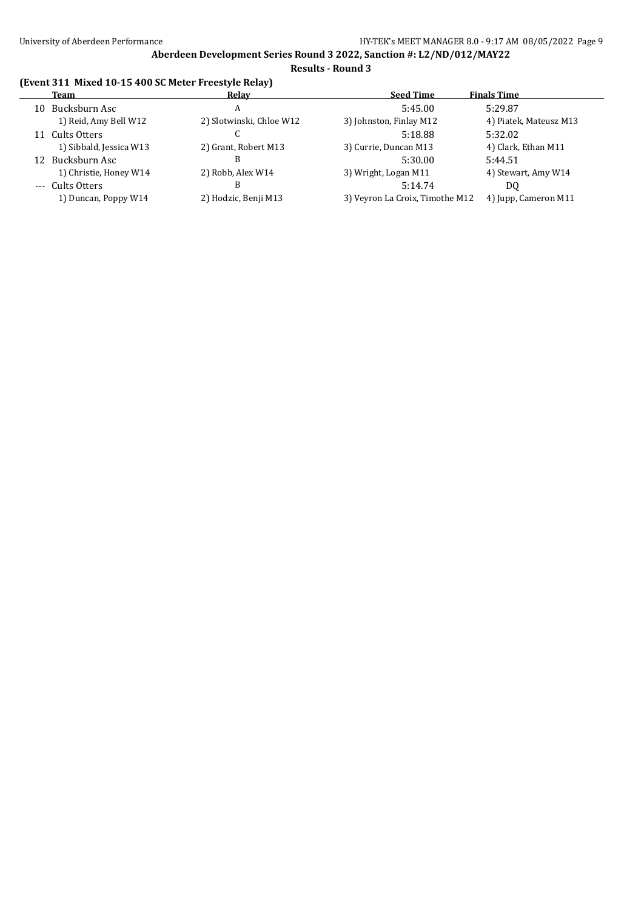## Aberdeen Development Series Round 3 2022, Sanction #: L2/ND/012/MAY22

### Results - Round 3

**(Event 311 Mixed 10-15 400 SC Meter Freestyle Relay)**

| | Team | Relay | Seed Time | Finals Time |
|---|---|---|---|---|
| 10 | Bucksburn Asc | A | 5:45.00 | 5:29.87 |
| | 1) Reid, Amy Bell W12 | 2) Slotwinski, Chloe W12 | 3) Johnston, Finlay M12 | 4) Piatek, Mateusz M13 |
| 11 | Cults Otters | C | 5:18.88 | 5:32.02 |
| | 1) Sibbald, Jessica W13 | 2) Grant, Robert M13 | 3) Currie, Duncan M13 | 4) Clark, Ethan M11 |
| 12 | Bucksburn Asc | B | 5:30.00 | 5:44.51 |
| | 1) Christie, Honey W14 | 2) Robb, Alex W14 | 3) Wright, Logan M11 | 4) Stewart, Amy W14 |
| --- | Cults Otters | B | 5:14.74 | DQ |
| | 1) Duncan, Poppy W14 | 2) Hodzic, Benji M13 | 3) Veyron La Croix, Timothe M12 | 4) Jupp, Cameron M11 |